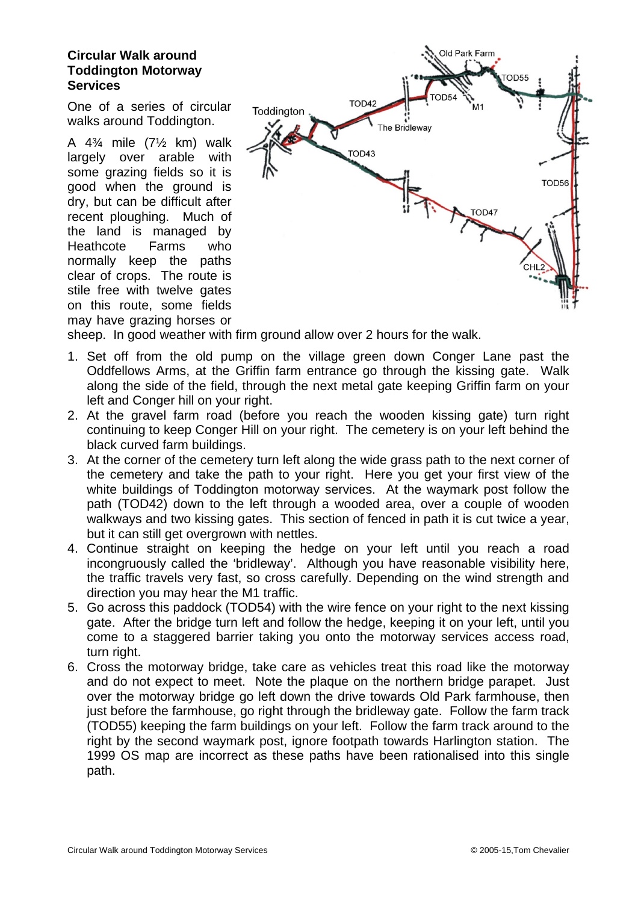**Circular Walk around Toddington Motorway Services**

One of a series of circular walks around Toddington.

A 4¾ mile (7½ km) walk largely over arable with some grazing fields so it is good when the ground is dry, but can be difficult after recent ploughing. Much of the land is managed by Heathcote Farms who normally keep the paths clear of crops. The route is stile free with twelve gates on this route, some fields may have grazing horses or sheep. In good weather with firm ground allow over 2 hours for the walk.

1. Set off from the old pump on the village green down Conger Lane past the Oddfellows Arms, at the Griffin farm entrance go through the kissing gate. Walk along the side of the field, through the next metal gate keeping Griffin farm on your left and Conger hill on your right.
2. At the gravel farm road (before you reach the wooden kissing gate) turn right continuing to keep Conger Hill on your right. The cemetery is on your left behind the black curved farm buildings.
3. At the corner of the cemetery turn left along the wide grass path to the next corner of the cemetery and take the path to your right. Here you get your first view of the white buildings of Toddington motorway services. At the waymark post follow the path (TOD42) down to the left through a wooded area, over a couple of wooden walkways and two kissing gates. This section of fenced in path it is cut twice a year, but it can still get overgrown with nettles.
4. Continue straight on keeping the hedge on your left until you reach a road incongruously called the 'bridleway'. Although you have reasonable visibility here, the traffic travels very fast, so cross carefully. Depending on the wind strength and direction you may hear the M1 traffic.
5. Go across this paddock (TOD54) with the wire fence on your right to the next kissing gate. After the bridge turn left and follow the hedge, keeping it on your left, until you come to a staggered barrier taking you onto the motorway services access road, turn right.
6. Cross the motorway bridge, take care as vehicles treat this road like the motorway and do not expect to meet. Note the plaque on the northern bridge parapet. Just over the motorway bridge go left down the drive towards Old Park farmhouse, then just before the farmhouse, go right through the bridleway gate. Follow the farm track (TOD55) keeping the farm buildings on your left. Follow the farm track around to the right by the second waymark post, ignore footpath towards Harlington station. The 1999 OS map are incorrect as these paths have been rationalised into this single path.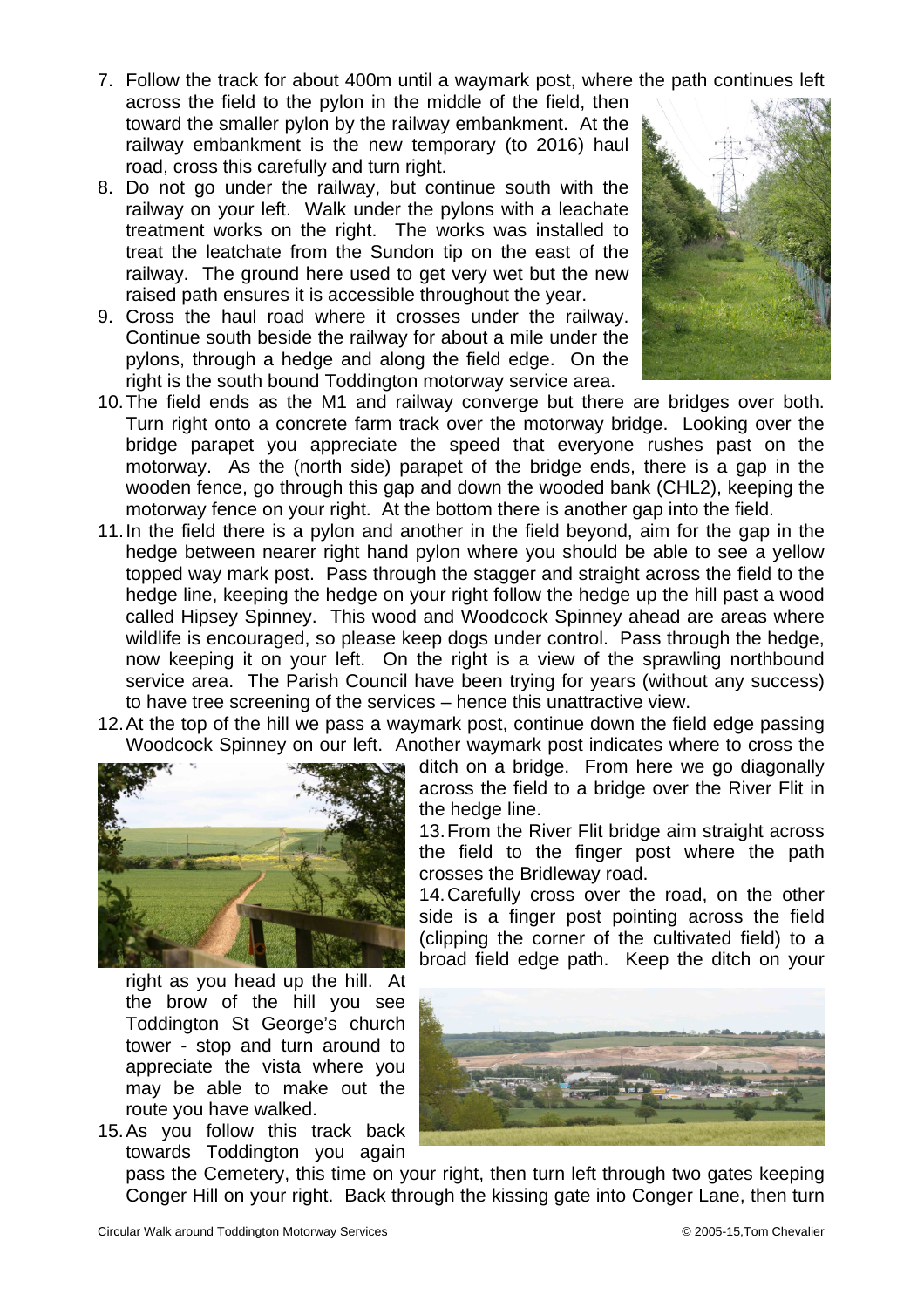7. Follow the track for about 400m until a waymark post, where the path continues left across the field to the pylon in the middle of the field, then toward the smaller pylon by the railway embankment. At the railway embankment is the new temporary (to 2016) haul road, cross this carefully and turn right.
8. Do not go under the railway, but continue south with the railway on your left. Walk under the pylons with a leachate treatment works on the right. The works was installed to treat the leatchate from the Sundon tip on the east of the railway. The ground here used to get very wet but the new raised path ensures it is accessible throughout the year.
9. Cross the haul road where it crosses under the railway. Continue south beside the railway for about a mile under the pylons, through a hedge and along the field edge. On the right is the south bound Toddington motorway service area.
10. The field ends as the M1 and railway converge but there are bridges over both. Turn right onto a concrete farm track over the motorway bridge. Looking over the bridge parapet you appreciate the speed that everyone rushes past on the motorway. As the (north side) parapet of the bridge ends, there is a gap in the wooden fence, go through this gap and down the wooded bank (CHL2), keeping the motorway fence on your right. At the bottom there is another gap into the field.
11. In the field there is a pylon and another in the field beyond, aim for the gap in the hedge between nearer right hand pylon where you should be able to see a yellow topped way mark post. Pass through the stagger and straight across the field to the hedge line, keeping the hedge on your right follow the hedge up the hill past a wood called Hipsey Spinney. This wood and Woodcock Spinney ahead are areas where wildlife is encouraged, so please keep dogs under control. Pass through the hedge, now keeping it on your left. On the right is a view of the sprawling northbound service area. The Parish Council have been trying for years (without any success) to have tree screening of the services – hence this unattractive view.
12. At the top of the hill we pass a waymark post, continue down the field edge passing Woodcock Spinney on our left. Another waymark post indicates where to cross the ditch on a bridge. From here we go diagonally across the field to a bridge over the River Flit in the hedge line.
13. From the River Flit bridge aim straight across the field to the finger post where the path crosses the Bridleway road.
14. Carefully cross over the road, on the other side is a finger post pointing across the field (clipping the corner of the cultivated field) to a broad field edge path. Keep the ditch on your right as you head up the hill. At the brow of the hill you see Toddington St George's church tower - stop and turn around to appreciate the vista where you may be able to make out the route you have walked.
15. As you follow this track back towards Toddington you again pass the Cemetery, this time on your right, then turn left through two gates keeping Conger Hill on your right. Back through the kissing gate into Conger Lane, then turn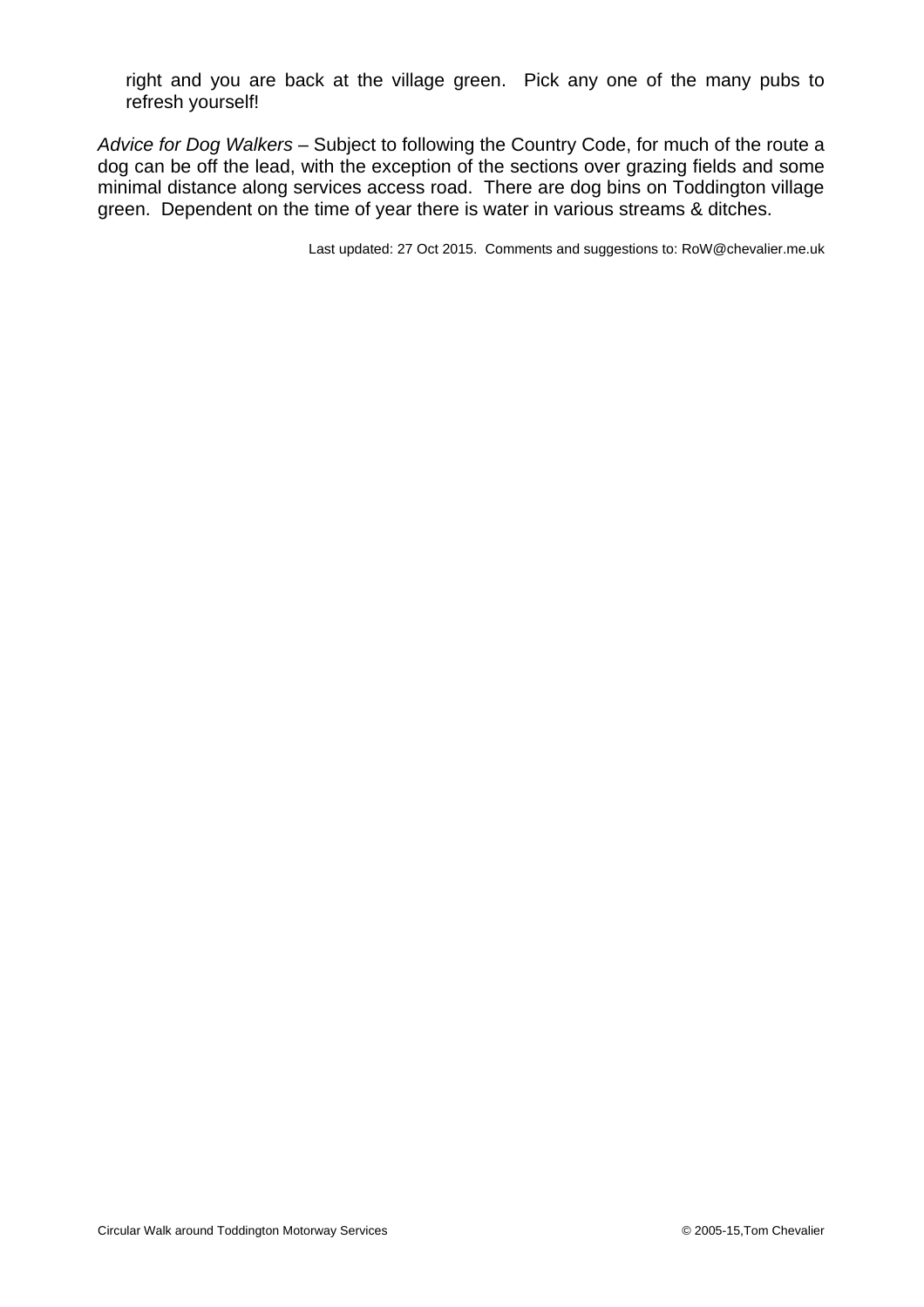right and you are back at the village green. Pick any one of the many pubs to refresh yourself!

*Advice for Dog Walkers* – Subject to following the Country Code, for much of the route a dog can be off the lead, with the exception of the sections over grazing fields and some minimal distance along services access road. There are dog bins on Toddington village green. Dependent on the time of year there is water in various streams & ditches.

Last updated: 27 Oct 2015. Comments and suggestions to: RoW@chevalier.me.uk